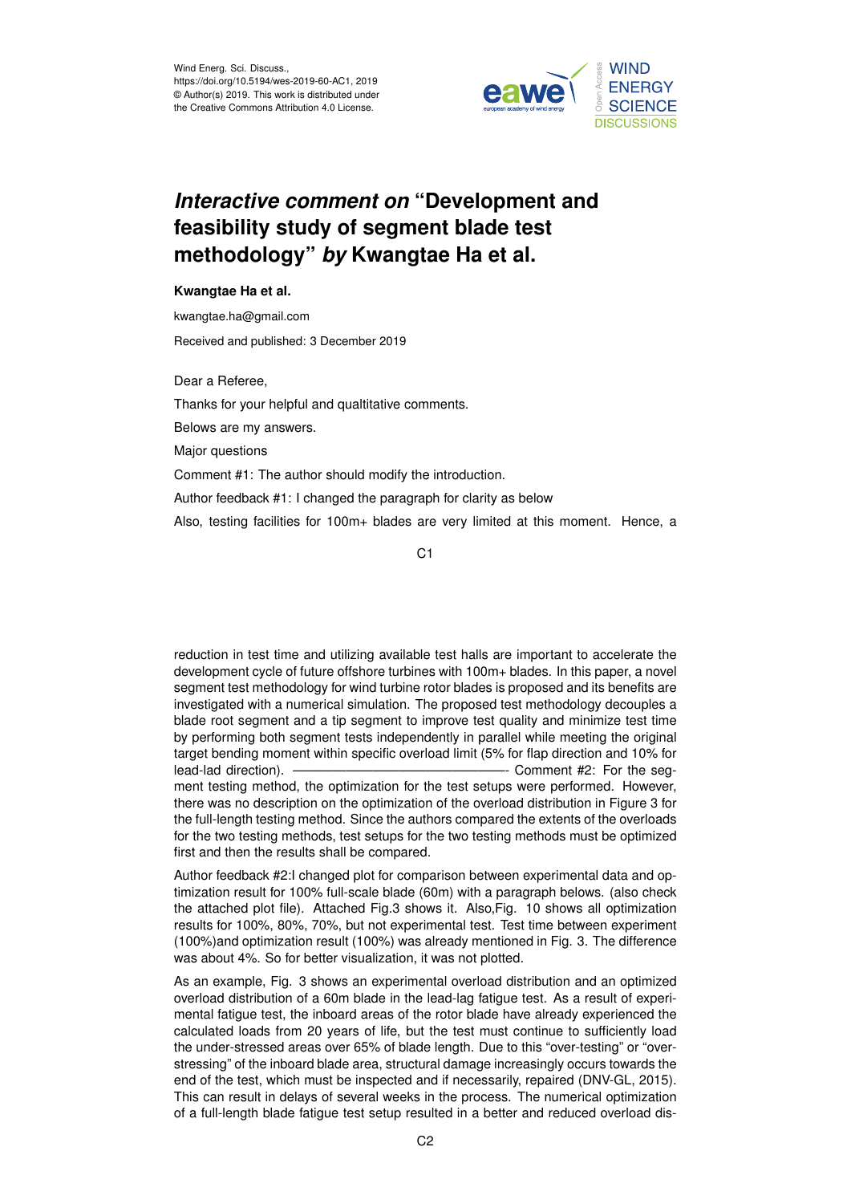Wind Energ. Sci. Discuss.,
https://doi.org/10.5194/wes-2019-60-AC1, 2019
© Author(s) 2019. This work is distributed under
the Creative Commons Attribution 4.0 License.

# *Interactive comment on* "Development and feasibility study of segment blade test methodology" *by* Kwangtae Ha et al.

**Kwangtae Ha et al.**

kwangtae.ha@gmail.com

Received and published: 3 December 2019

Dear a Referee,

Thanks for your helpful and qualtitative comments.

Belows are my answers.

Major questions

Comment #1: The author should modify the introduction.

Author feedback #1: I changed the paragraph for clarity as below

Also, testing facilities for 100m+ blades are very limited at this moment. Hence, a reduction in test time and utilizing available test halls are important to accelerate the development cycle of future offshore turbines with 100m+ blades. In this paper, a novel segment test methodology for wind turbine rotor blades is proposed and its benefits are investigated with a numerical simulation. The proposed test methodology decouples a blade root segment and a tip segment to improve test quality and minimize test time by performing both segment tests independently in parallel while meeting the original target bending moment within specific overload limit (5% for flap direction and 10% for lead-lad direction). ——————————————- Comment #2: For the segment testing method, the optimization for the test setups were performed. However, there was no description on the optimization of the overload distribution in Figure 3 for the full-length testing method. Since the authors compared the extents of the overloads for the two testing methods, test setups for the two testing methods must be optimized first and then the results shall be compared.

Author feedback #2:I changed plot for comparison between experimental data and optimization result for 100% full-scale blade (60m) with a paragraph belows. (also check the attached plot file). Attached Fig.3 shows it. Also,Fig. 10 shows all optimization results for 100%, 80%, 70%, but not experimental test. Test time between experiment (100%)and optimization result (100%) was already mentioned in Fig. 3. The difference was about 4%. So for better visualization, it was not plotted.

As an example, Fig. 3 shows an experimental overload distribution and an optimized overload distribution of a 60m blade in the lead-lag fatigue test. As a result of experimental fatigue test, the inboard areas of the rotor blade have already experienced the calculated loads from 20 years of life, but the test must continue to sufficiently load the under-stressed areas over 65% of blade length. Due to this "over-testing" or "overstressing" of the inboard blade area, structural damage increasingly occurs towards the end of the test, which must be inspected and if necessarily, repaired (DNV-GL, 2015). This can result in delays of several weeks in the process. The numerical optimization of a full-length blade fatigue test setup resulted in a better and reduced overload dis-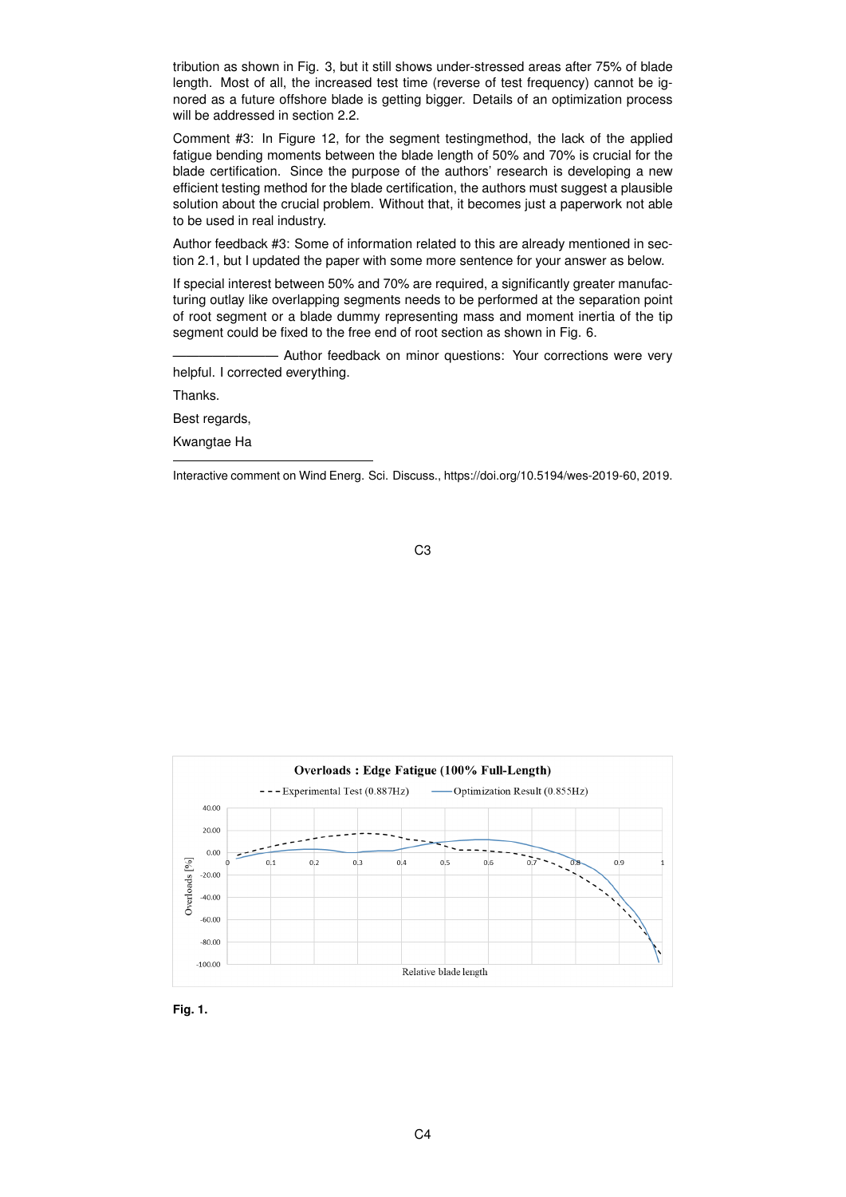tribution as shown in Fig. 3, but it still shows under-stressed areas after 75% of blade length. Most of all, the increased test time (reverse of test frequency) cannot be ignored as a future offshore blade is getting bigger. Details of an optimization process will be addressed in section 2.2.

Comment #3: In Figure 12, for the segment testingmethod, the lack of the applied fatigue bending moments between the blade length of 50% and 70% is crucial for the blade certification. Since the purpose of the authors' research is developing a new efficient testing method for the blade certification, the authors must suggest a plausible solution about the crucial problem. Without that, it becomes just a paperwork not able to be used in real industry.

Author feedback #3: Some of information related to this are already mentioned in section 2.1, but I updated the paper with some more sentence for your answer as below.

If special interest between 50% and 70% are required, a significantly greater manufacturing outlay like overlapping segments needs to be performed at the separation point of root segment or a blade dummy representing mass and moment inertia of the tip segment could be fixed to the free end of root section as shown in Fig. 6.

——————— Author feedback on minor questions: Your corrections were very helpful. I corrected everything.

Thanks.

Best regards,

Kwangtae Ha

---

Interactive comment on Wind Energ. Sci. Discuss., https://doi.org/10.5194/wes-2019-60, 2019.

Overloads : Edge Fatigue (100% Full-Length)

Experimental Test (0.887Hz)
Optimization Result (0.855Hz)

Overloads [%]

40.00
20.00
0.00
-20.00
-40.00
-60.00
-80.00
-100.00

0
0.1
0.2
0.3
0.4
0.5
0.6
0.7
0.8
0.9
1

Relative blade length

**Fig. 1.**